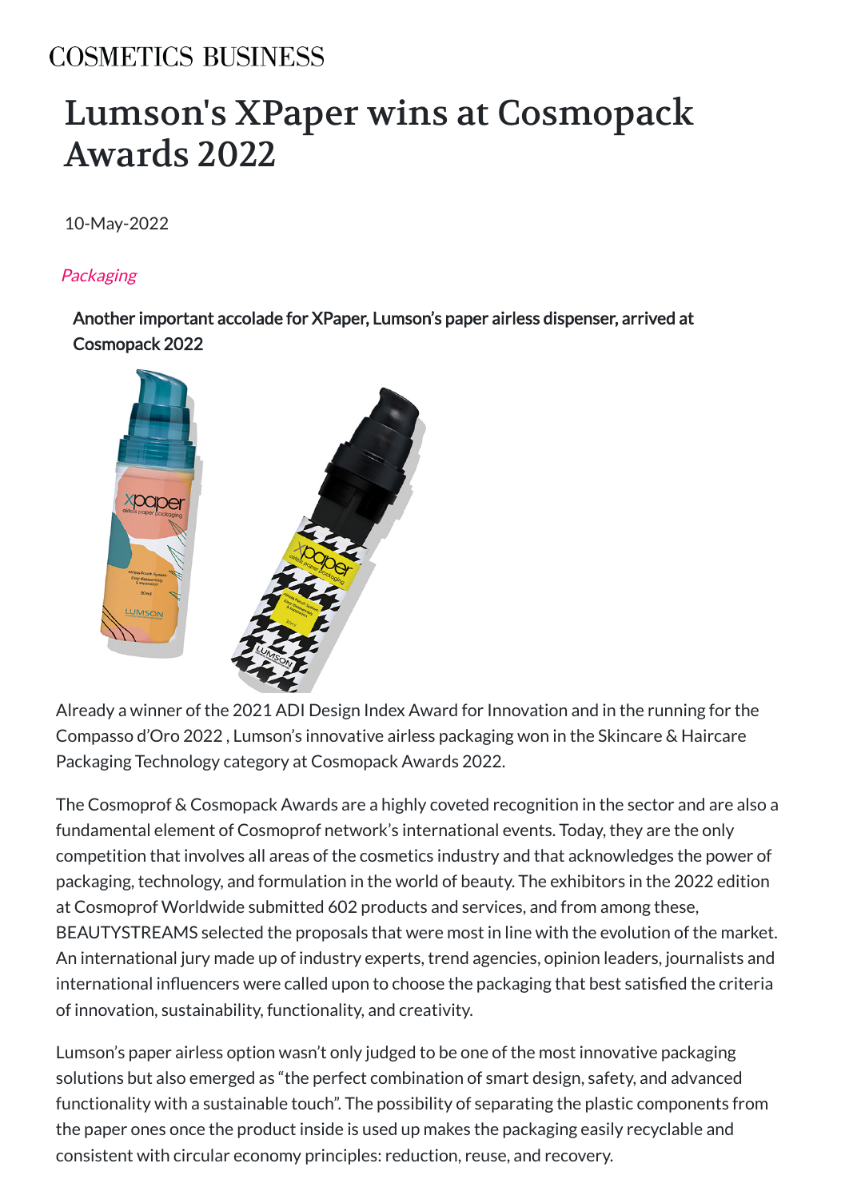COSMETICS BUSINESS

# Lumson's XPaper wins at Cosmopack Awards 2022

10-May-2022

*Packaging*

**Another important accolade for XPaper, Lumson's paper airless dispenser, arrived at Cosmopack 2022**

Already a winner of the 2021 ADI Design Index Award for Innovation and in the running for the Compasso d'Oro 2022 , Lumson's innovative airless packaging won in the Skincare & Haircare Packaging Technology category at Cosmopack Awards 2022.

The Cosmoprof & Cosmopack Awards are a highly coveted recognition in the sector and are also a fundamental element of Cosmoprof network's international events. Today, they are the only competition that involves all areas of the cosmetics industry and that acknowledges the power of packaging, technology, and formulation in the world of beauty. The exhibitors in the 2022 edition at Cosmoprof Worldwide submitted 602 products and services, and from among these, BEAUTYSTREAMS selected the proposals that were most in line with the evolution of the market. An international jury made up of industry experts, trend agencies, opinion leaders, journalists and international influencers were called upon to choose the packaging that best satisfied the criteria of innovation, sustainability, functionality, and creativity.

Lumson's paper airless option wasn't only judged to be one of the most innovative packaging solutions but also emerged as "the perfect combination of smart design, safety, and advanced functionality with a sustainable touch". The possibility of separating the plastic components from the paper ones once the product inside is used up makes the packaging easily recyclable and consistent with circular economy principles: reduction, reuse, and recovery.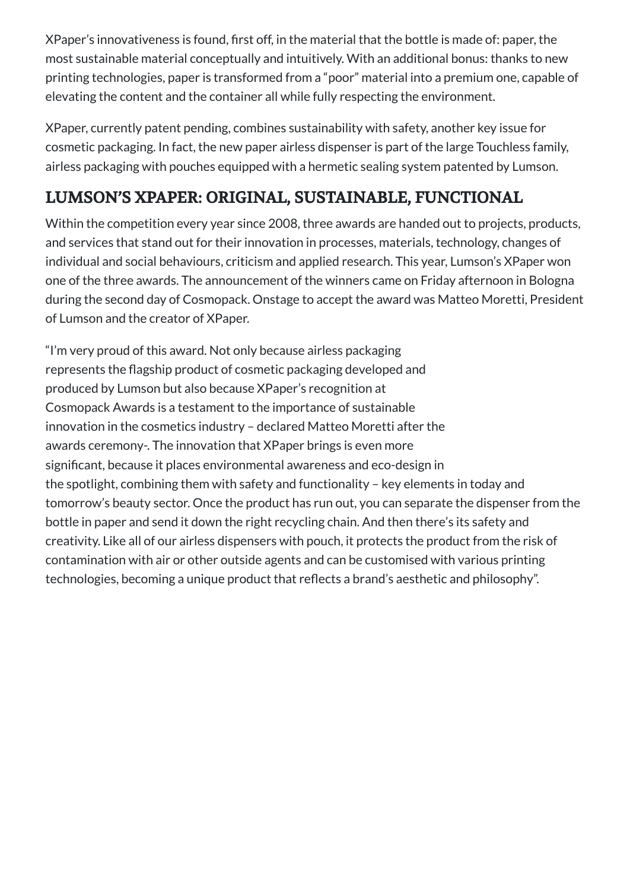XPaper's innovativeness is found, first off, in the material that the bottle is made of: paper, the most sustainable material conceptually and intuitively. With an additional bonus: thanks to new printing technologies, paper is transformed from a "poor" material into a premium one, capable of elevating the content and the container all while fully respecting the environment.

XPaper, currently patent pending, combines sustainability with safety, another key issue for cosmetic packaging. In fact, the new paper airless dispenser is part of the large Touchless family, airless packaging with pouches equipped with a hermetic sealing system patented by Lumson.

## LUMSON'S XPAPER: ORIGINAL, SUSTAINABLE, FUNCTIONAL

Within the competition every year since 2008, three awards are handed out to projects, products, and services that stand out for their innovation in processes, materials, technology, changes of individual and social behaviours, criticism and applied research. This year, Lumson's XPaper won one of the three awards. The announcement of the winners came on Friday afternoon in Bologna during the second day of Cosmopack. Onstage to accept the award was Matteo Moretti, President of Lumson and the creator of XPaper.

"I'm very proud of this award. Not only because airless packaging represents the flagship product of cosmetic packaging developed and produced by Lumson but also because XPaper's recognition at Cosmopack Awards is a testament to the importance of sustainable innovation in the cosmetics industry – declared Matteo Moretti after the awards ceremony-. The innovation that XPaper brings is even more significant, because it places environmental awareness and eco-design in the spotlight, combining them with safety and functionality – key elements in today and tomorrow's beauty sector. Once the product has run out, you can separate the dispenser from the bottle in paper and send it down the right recycling chain. And then there's its safety and creativity. Like all of our airless dispensers with pouch, it protects the product from the risk of contamination with air or other outside agents and can be customised with various printing technologies, becoming a unique product that reflects a brand's aesthetic and philosophy".